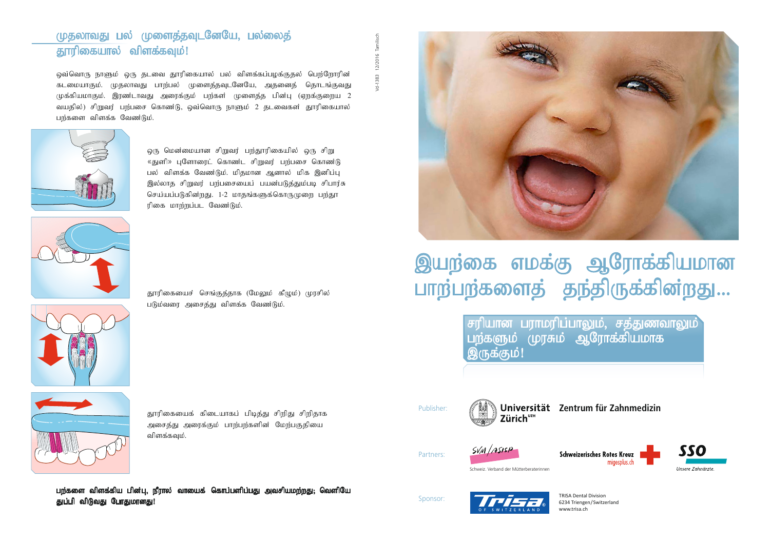## முதலாவது பல் முளைத்தவுடனேயே, பல்லைத் தூரிகையால் விளக்கவும்!

ஒவ்வொரு நாளும் ஒரு தடவை தூரிகையால் பல் விளக்கப்பழக்குதல் பெற்றோரின் கடமையாகும். முதலாவது பாற்பல் முளைத்தவுடனேயே, அதனைத் தொடங்குவது முக்கியமாகும். இரண்டாவது அரைக்கும் பற்கள் முளைத்த பின்பு (ஏறக்குறைய 2 வயதில்) சிறுவர் பற்பசை கொண்டு, ஒவ்வொரு நாளும் 2 தடவைகள் தூரிகையால் பற்களை விளக்க வேண்டும்.

ஒரு மென்மையான சிறுவர் பற்தூரிகையில் ஒரு சிறு «துளி» புளோரைட் கொண்ட சிறுவர் பற்பசை கொண்டு பல் விளக்க வேண்டும். மிதமான ஆனால் மிக இனிப்பு இல்லாத சிறுவர் பற்பசையைப் பயன்படுத்தும்படி சிபார்சு செய்யப்படுகின்றது. 1-2 மாதங்களுக்கொருமுறை பற்தூரிகை மாற்றப்பட வேண்டும்.

தூரிகையைச் செங்குத்தாக (மேலும் கீழும்) முரசில் படும்வரை அசைத்து விளக்க வேண்டும்.

தூரிகையைக் கிடையாகப் பிடித்து சிறிது சிறிதாக அசைத்து அரைக்கும் பாற்பற்களின் மேற்பகுதியை விளக்கவும்.

**பற்களை விளக்கிய பின்பு, நீரால் வாயைக் கொப்பளிப்பது அவசியமற்றது; வெளியே துப்பி விடுவது போதுமானது!**

Vd-1383 12/2016 Tamilisch

# இயற்கை எமக்கு ஆரோக்கியமான பாற்பற்களைத் தந்திருக்கின்றது...

## சரியான பராமரிப்பாலும், சத்துணவாலும் பற்களும் முரசும் ஆரோக்கியமாக இருக்கும்!

Publisher: Universität Zürich[UZH] Zentrum für Zahnmedizin

Partners: SVM/ASISP Schweiz. Verband der Mütterberaterinnen; Schweizerisches Rotes Kreuz migesplus.ch; SSO Unsere Zahnärzte.

Sponsor: Trisa of Switzerland — TRISA Dental Division, 6234 Triengen/Switzerland, www.trisa.ch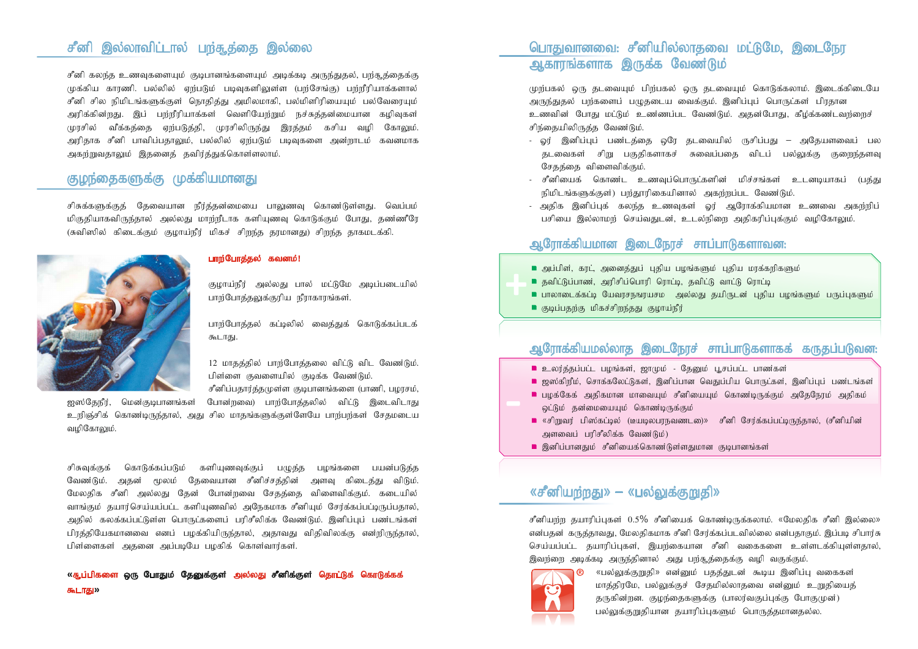## சீனி இல்லாவிட்டால் பற்சூத்தை இல்லை

சீனி கலந்த உணவுகளையும் குடிபானங்களையும் அடிக்கடி அருந்துதல், பற்சூத்தைக்கு முக்கிய காரணி. பல்லில் ஏற்படும் படிவுகளிலுள்ள (பற்சேங்கு) பற்றீரியாக்களால் சீனி சில நிமிடங்களுக்குள் நொதித்து அமிலமாகி, பல்மிளிரியையும் பல்வேரையும் அரிக்கின்றது. இப் பற்றீரியாக்கள் வெளியேற்றும் நச்சுத்தன்மையான கழிவுகள் முரசில் வீக்கத்தை ஏற்படுத்தி, முரசிலிருந்து இரத்தம் கசிய வழி கோலும். அரிதாக சீனி பாவிப்பதாலும், பல்லில் ஏற்படும் படிவுகளை அன்றாடம் கவனமாக அகற்றுவதாலும் இதனைத் தவிர்த்துக்கொள்ளலாம்.

## குழந்தைகளுக்கு முக்கியமானது

சிசுக்களுக்குத் தேவையான நீர்த்தன்மையை பாலுணவு கொண்டுள்ளது. வெப்பம் மிகுதியாகவிருந்தால் அல்லது மாற்றீடாக களியுணவு கொடுக்கும் போது, தண்ணீரே (சுவிஸில் கிடைக்கும் குழாய்நீர் மிகச் சிறந்த தரமானது) சிறந்த தாகமடக்கி.

**பாற்போத்தல் கவனம்!**

குழாய்நீர் அல்லது பால் மட்டுமே அடிப்படையில் பாற்போத்தலுக்குரிய நீராகாரங்கள்.

பாற்போத்தல் கட்டிலில் வைத்துக் கொடுக்கப்படக் கூடாது.

12 மாதத்தில் பாற்போத்தலை விட்டு விட வேண்டும். பிள்ளை குவளையில் குடிக்க வேண்டும்.

சீனிப்பதார்த்தமுள்ள குடிபானங்களை (பாணி, பழரசம், ஐஸ்தேநீர், மென்குடிபானங்கள் போன்றவை) பாற்போத்தலில் விட்டு இடைவிடாது உறிஞ்சிக் கொண்டிருந்தால், அது சில மாதங்களுக்குள்ளேயே பாற்பற்கள் சேதமடைய வழிகோலும்.

சிசுவுக்குக் கொடுக்கப்படும் களியுணவுக்குப் பழுத்த பழங்களை பயன்படுத்த வேண்டும். அதன் மூலம் தேவையான சீனிச்சத்தின் அளவு கிடைத்து விடும். மேலதிக சீனி அல்லது தேன் போன்றவை சேதத்தை விளைவிக்கும். கடையில் வாங்கும் தயார்செய்யப்பட்ட களியுணவில் அநேகமாக சீனியும் சேர்க்கப்பட்டிருப்பதால், அதில் கலக்கப்பட்டுள்ள பொருட்களைப் பரிசீலிக்க வேண்டும். இனிப்புப் பண்டங்கள் பிரத்தியேகமானவை எனப் பழக்கியிருந்தால், அதாவது விதிவிலக்கு என்றிருந்தால், பிள்ளைகள் அதனை அப்படியே பழகிக் கொள்வார்கள்.

**«சூப்பிகளை ஒரு போதும் தேனுக்குள் அல்லது சீனிக்குள் தொட்டுக் கொடுக்கக் கூடாது»**

## பொதுவானவை: சீனியில்லாதவை மட்டுமே, இடைநேர ஆகாரங்களாக இருக்க வேண்டும்

முற்பகல் ஒரு தடவையும் பிற்பகல் ஒரு தடவையும் கொடுக்கலாம். இடைக்கிடையே அருந்துதல் பற்களைப் பழுதடைய வைக்கும். இனிப்புப் பொருட்கள் பிரதான உணவின் போது மட்டும் உண்ணப்பட வேண்டும். அதன்போது, கீழ்க்கண்டவற்றைச் சிந்தையிலிருத்த வேண்டும்.

- ஓர் இனிப்புப் பண்டத்தை ஒரே தடவையில் ருசிப்பது – அதேயளவைப் பல தடவைகள் சிறு பகுதிகளாகச் சுவைப்பதை விடப் பல்லுக்கு குறைந்தளவு சேதத்தை விளைவிக்கும்.
- சீனியைக் கொண்ட உணவுப்பொருட்களின் மிச்சங்கள் உடனடியாகப் (பத்து நிமிடங்களுக்குள்) பற்றூரிகையினால் அகற்றப்பட வேண்டும்.
- அதிக இனிப்புக் கலந்த உணவுகள் ஓர் ஆரோக்கியமான உணவை அகற்றிப் பசியை இல்லாமற் செய்வதுடன், உடல்நிறை அதிகரிப்பக்கும் வழிகோலும்.

### ஆரோக்கியமான இடைநேரச் சாப்பாடுகளாவன:

- அப்பிள், கரட், அனைத்துப் புதிய பழங்களும் புதிய மரக்கறிகளும்
- தவிட்டுப்பாண், அரிசிப்பொரி ரொட்டி, தவிட்டு வாட்டு ரொட்டி
- பாலாடைக்கட்டி யேவரசநபரபசம அல்லது தயிருடன் புதிய பழங்களும் பருப்புகளும்
- குடிப்பதற்கு மிகச்சிறந்தது குழாய்நீர்

### ஆரோக்கியமல்லாத இடைநேரச் சாப்பாடுகளாகக் கருதப்படுவன:

- உலர்த்தப்பட்ட பழங்கள், ஜாமும் - தேனும் பூசப்பட்ட பாண்கள்
- ஐஸ்கிறீம், சொக்கலேட்டுகள், இனிப்பான வெதுப்பிய பொருட்கள், இனிப்புப் பண்டங்கள்
- பழக்கேக் அதிகமான மாவையும் சீனியையும் கொண்டிருக்கும் அதேநேரம் அதிகம் ஒட்டும் தன்மையையும் கொண்டிருக்கும்
- «சிறுவர் பிஸ்கட்டில் (டீயடிலபரநவமடன)» சீனி சேர்க்கப்பட்டிருந்தால், (சீனியின் அளவைப் பரிசீலிக்க வேண்டும்)
- இனிப்பானதும் சீனியைக்கொண்டுள்ளதுமான குடிபானங்கள்

## «சீனியற்றது» – «பல்லுக்குறுதி»

சீனியற்ற தயாரிப்புகள் 0.5% சீனியைக் கொண்டிருக்கலாம். «மேலதிக சீனி இல்லை» என்பதன் கருத்தாவது, மேலதிகமாக சீனி சேர்க்கப்படவில்லை என்பதாகும். இப்படி சிபார்சு செய்யப்பட்ட தயாரிப்புகள், இயற்கையான சீனி வகைகளை உள்ளடக்கியுள்ளதால், இவற்றை அடிக்கடி அருந்தினால் அது பற்சூத்தைக்கு வழி வகுக்கும்.

«பல்லுக்குறுதி» என்னும் பதத்துடன் கூடிய இனிப்பு வகைகள் மாத்திரமே, பல்லுக்குச் சேதமில்லாதவை என்னும் உறுதியைத் தருகின்றன. குழந்தைகளுக்கு (பாலர்வகுப்புக்கு போகுமுன்) பல்லுக்குறுதியான தயாரிப்புகளும் பொருத்தமானதல்ல.